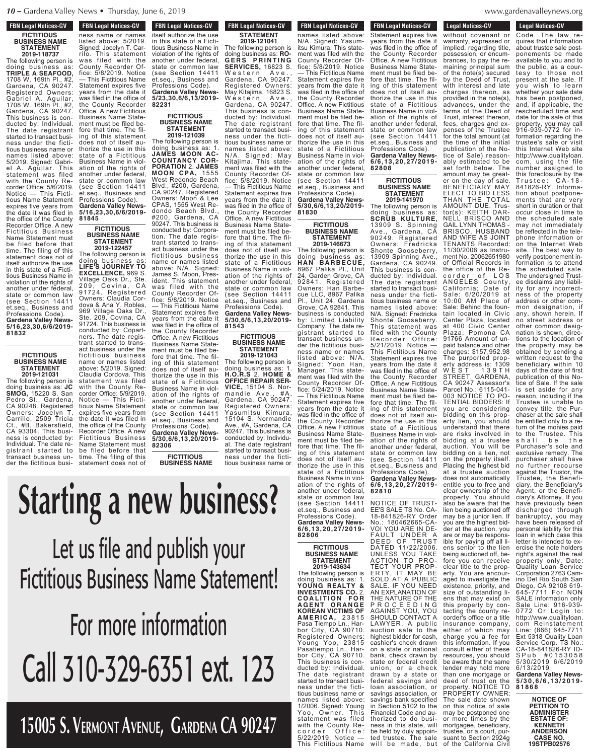FBN Legal Notices-GV

**FICTITIOUS BUSINESS NAME STATEMENT 2019-118737**

The following person is doing business as: **TRIPLE A SEAFOOD,** 1708 W, 169th Pl., #2, Gardena, CA 90247. Registered Owners: Gabriel A. Aguilar, 1708 W. 169th Pl., #2, Gardena, CA 90247. This business is conducted by: Individual. The date registrant started to transact business under the fictitious business name or names listed above: 5/2019. Signed: Gabriel A. Aguilar. This statement was filed with the County Recorder Office: 5/6/2019. Notice — This Fictitious Name Statement expires five years from the date it was filed in the office of the County Recorder Office. A new Fictitious Business Name Statement must be filed before that time. The filing of this statement does not of itself authorize the use in this state of a Fictitious Business Name in violation of the rights of another under federal, state or common law (see Section 14411 et.seq., Business and Professions Code).
**Gardena Valley News-5/16,23,30,6/6/2019-81832**

**FICTITIOUS BUSINESS NAME STATEMENT 2019-121031**

The following person is doing business as: **JC SMOG,** 15220 S. San Pedro St., Gardena, CA 90248. Registered Owners: Jocelyn T. Carrillo, 2509 Tricia Ct., #B, Bakersfield, CA 93304. This business is conducted by: Individual. The date registrant started to transact business under the fictitious business name or names listed above: 5/2019. Signed: Jocelyn T. Carrilo. This statement was filed with the County Recorder Office: 5/8/2019. Notice — This Fictitious Name Statement expires five years from the date it was filed in the office of the County Recorder Office. A new Fictitious Business Name Statement must be filed before that time. The filing of this statement does not of itself authorize the use in this state of a Fictitious Business Name in violation of the rights of another under federal, state or common law (see Section 14411 et.seq., Business and Professions Code).
**Gardena Valley News-5/16,23,30,6/6/2019-81845**

**FICTITIOUS BUSINESS NAME STATEMENT 2019-122457**

The following person is doing business as: **LIFE'S JOURNEY TO EXCELLENCE,** 969 S. Village Oaks Dr., Ste. 209, Covina, CA 91724. Registered Owners: Claudia Cordova & Ana Y. Robles, 969 Village Oaks Dr., Ste. 209, Covina, CA 91724. This business is conducted by: Copartners. The date registrant started to transact business under the fictitious business name or names listed above: 5/2019. Signed: Claudia Cordova. This statement was filed with the County Recorder Office: 5/9/2019. Notice — This Fictitious Name Statement expires five years from the date it was filed in the office of the County Recorder Office. A new Fictitious Business Name Statement must be filed before that time. The filing of this statement does not of itself authorize the use in this state of a Fictitious Business Name in violation of the rights of another under federal, state or common law (see Section 14411 et.seq., Business and Professions Code).
**Gardena Valley News-5/23,30,6/6,13/2019-82231**

**FICTITIOUS BUSINESS NAME STATEMENT 2019-121039**

The following person is doing business as: 1. **JAMES MOON ACCOUNTANCY CORPORATION** 2. **JAMES MOON CPA,** 1555 West Redondo Beach Blvd., #200, Gardena, CA 90247. Registered Owners: Moon & Lee CPAS, 1555 West Redondo Beach Blvd., #200, Gardena, CA 90247. This business is conducted by: Corporation. The date registrant started to transact business under the fictitious business name or names listed above: N/A. Signed: James S. Moon, President. This statement was filed with the County Recorder Office: 5/8/2019. Notice — This Fictitious Name Statement expires five years from the date it was filed in the office of the County Recorder Office. A new Fictitious Business Name Statement must be filed before that time. The filing of this statement does not of itself authorize the use in this state of a Fictitious Business Name in violation of the rights of another under federal, state or common law (see Section 14411 et.seq., Business and Professions Code).
**Gardena Valley News-5/30,6/6,13,20/2019-82306**

**FICTITIOUS BUSINESS NAME STATEMENT 2019-121041**

The following person is doing business as: **ROGERS PRINTING SERVICES,** 16823 S. Western Ave., Gardena, CA 90247. Registered Owners: May Kitajima, 16823 S. Western Ave., Gardena, CA 90247. This business is conducted by: Individual. The date registrant started to transact business under the fictitious business name or names listed above: N/A. Signed: May Kitajima. This statement was filed with the County Recorder Office: 5/8/2019. Notice — This Fictitious Name Statement expires five years from the date it was filed in the office of the County Recorder Office. A new Fictitious Business Name Statement must be filed before that time. The filing of this statement does not of itself authorize the use in this state of a Fictitious Business Name in violation of the rights of another under federal, state or common law (see Section 14411 et.seq., Business and Professions Code).
**Gardena Valley News-5/30,6/6,13,20/2019-81543**

**FICTITIOUS BUSINESS NAME STATEMENT 2019-121043**

The following person is doing business as: 1. **H.O.R.S** 2. **HOME & OFFICE REPAIR SERVICE,** 15104 S. Normandie Ave., #A, Gardena, CA 90247. Registered Owners: Yasumitsu Kimura, 15104 S. Normandie Ave., #A, Gardena, CA 90247. This business is conducted by: Individual. The date registrant started to transact business under the fictitious business name or names listed above: N/A. Signed: Yasumitsu Kimura. This statement was filed with the County Recorder Office: 5/8/2019. Notice — This Fictitious Name Statement expires five years from the date it was filed in the office of the County Recorder Office. A new Fictitious Business Name Statement must be filed before that time. The filing of this statement does not of itself authorize the use in this state of a Fictitious Business Name in violation of the rights of another under federal, state or common law (see Section 14411 et.seq., Business and Professions Code).
**Gardena Valley News-5/30,6/6,13,20/2019-81830**

**FICTITIOUS BUSINESS NAME STATEMENT 2019-146673**

The following person is doing business as: **HAN BARBECUE,** 8967 Palika Pl., Unit 24, Garden Grove, CA 92841. Registered Owners: Han Barbecue LLC, 8967 Palika Pl., Unit 24, Gardena Grove, CA 92841. This business is conducted by: Limited Liability Company. The date registrant started to transact business under the fictitious business name or names listed above: N/A. Signed: Yoon Han, Manager. This statement was filed with the County Recorder Office: 5/24/2019. Notice — This Fictitious Name Statement expires five years from the date it was filed in the office of the County Recorder Office. A new Fictitious Business Name Statement must be filed before that time. The filing of this statement does not of itself authorize the use in this state of a Fictitious Business Name in violation of the rights of another under federal, state or common law (see Section 14411 et.seq., Business and Professions Code).
**Gardena Valley News-6/6,13,20,27/2019-82806**

**FICTITIOUS BUSINESS NAME STATEMENT 2019-143634**

The following person is doing business as: 1. **YOUNG REALTY & INVESTMENTS CO.** 2. **COALITION FOR AGENT ORANGE KOREAN VICTIMS OF AMERICA,** 23815 Pasa Tiempo Ln., Harbor City, CA 90710. Registered Owners: Young Yoo, 23815 Pasatiempo Ln., Harbor City, CA 90710. This business is conducted by: Individual. The date registrant started to transact business under the fictitious business name or names listed above: 1/2006. Signed: Young Yoo, Owner. This statement was filed with the County Recorder Office: 5/22/2019. Notice — This Fictitious Name Statement expires five years from the date it was filed in the office of the County Recorder Office. A new Fictitious Business Name Statement must be filed before that time. The filing of this statement does not of itself authorize the use in this state of a Fictitious Business Name in violation of the rights of another under federal, state or common law (see Section 14411 et.seq., Business and Professions Code).
**Gardena Valley News-6/6,13,20,27/2019-82808**

**FICTITIOUS BUSINESS NAME STATEMENT 2019-141970**

The following person is doing business as: **SCRUB KULTURE,** 13909 S. Spinning Ave., Gardena, CA 90249. Registered Owners: Fredricka Shonte Gooseberry, 13909 Spinning Ave., Gardena, CA 90249. This business is conducted by: Individual. The date registrant started to transact business under the fictitious business name or names listed above: N/A. Signed: Fredricka Shonte Gooseberry. This statement was filed with the County Recorder Office: 5/21/2019. Notice — This Fictitious Name Statement expires five years from the date it was filed in the office of the County Recorder Office. A new Fictitious Business Name Statement must be filed before that time. The filing of this statement does not of itself authorize the use in this state of a Fictitious Business Name in violation of the rights of another under federal, state or common law (see Section 14411 et.seq., Business and Professions Code).
**Gardena Valley News-6/6,13,20,27/2019-82810**

**FICTITIOUS BUSINESS NAME**

# Starting a new business?

## Let us file and publish your Fictitious Business Name Statement!

## For more information

## Call 310-329-6351 ext. 123

## 15005 S. Vermont Avenue, Gardena CA 90247

Legal Notices-GV

NOTICE OF TRUSTEE'S SALE TS No. CA-18-841826-RY Order No.: 180462665-CA-VOI YOU ARE IN DEFAULT UNDER A DEED OF TRUST DATED 11/22/2006. UNLESS YOU TAKE ACTION TO PROTECT YOUR PROPERTY, IT MAY BE SOLD AT A PUBLIC SALE. IF YOU NEED AN EXPLANATION OF THE NATURE OF THE PROCEEDING AGAINST YOU, YOU SHOULD CONTACT A LAWYER. A public auction sale to the highest bidder for cash, cashier's check drawn on a state or national bank, check drawn by state or federal credit union, or a check drawn by a state or federal savings and loan association, or savings association, or savings bank specified in Section 5102 to the Financial Code and authorized to do business in this state, will be held by duly appointed trustee. The sale will be made, but without covenant or warranty, expressed or implied, regarding title, possession, or encumbrances, to pay the remaining principal sum of the note(s) secured by the Deed of Trust, with interest and late charges thereon, as provided in the note(s), advances, under the terms of the Deed of Trust, interest thereon, fees, charges and expenses of the Trustee for the total amount (at the time of the initial publication of the Notice of Sale) reasonably estimated to be set forth below. The amount may be greater on the day of sale. BENEFICIARY MAY ELECT TO BID LESS THAN THE TOTAL AMOUNT DUE. Trustor(s): KEITH DARNELL BRISCO AND GAIL LYNN THOMAS-BRISCO, HUSBAND AND WIFE AS JOINT TENANTS Recorded: 11/30/2006 as Instrument No. 20062651980 of Official Records in the office of the Recorder of LOS ANGELES County, California; Date of Sale: 6/20/2019 at 10:00 AM Place of Sale: Behind the fountain located in Civic Center Plaza, located at 400 Civic Center Plaza, Pomona CA 91766 Amount of unpaid balance and other charges: $157,952.98 The purported property address is: 1309 WEST 139TH STREET, GARDENA, CA 90247 Assessor's Parcel No.: 6115-041-003 NOTICE TO POTENTIAL BIDDERS: If you are considering bidding on this property lien, you should understand that there are risks involved in bidding at a trustee auction. You will be bidding on a lien, not on the property itself. Placing the highest bid at a trustee auction does not automatically entitle you to free and clear ownership of the property. You should also be aware that the lien being auctioned off may be a junior lien. If you are the highest bidder at the auction, you are or may be responsible for paying off all liens senior to the lien being auctioned off, before you can receive clear title to the property. You are encouraged to investigate the existence, priority, and size of outstanding liens that may exist on this property by contacting the county recorder's office or a title insurance company, either of which may charge you a fee for this information. If you consult either of these resources, you should be aware that the same lender may hold more than one mortgage or deed of trust on the property. NOTICE TO PROPERTY OWNER: The sale date shown on this notice of sale may be postponed one or more times by the mortgagee, beneficiary, trustee, or a court, pursuant to Section 2924g of the California Civil Code. The law requires that information about trustee sale postponements be made available to you and to the public, as a courtesy to those not present at the sale. If you wish to learn whether your sale date has been postponed, and, if applicable, the rescheduled time and date for the sale of this property, you may call 916-939-0772 for information regarding the trustee's sale or visit this Internet Web site http://www.qualityloan.com, using the file number assigned to this foreclosure by the Trustee: CA-18-841826-RY. Information about postponements that are very short in duration or that occur close in time to the scheduled sale may not immediately be reflected in the telephone information or on the Internet Web site. The best way to verify postponement information is to attend the scheduled sale. The undersigned Trustee disclaims any liability for any incorrectness of the property address or other common designation, if any, shown herein. If no street address or other common designation is shown, directions to the location of the property may be obtained by sending a written request to the beneficiary within 10 days of the date of first publication of this Notice of Sale. If the sale is set aside for any reason, including if the Trustee is unable to convey title, the Purchaser at the sale shall be entitled only to a return of the monies paid to the Trustee. This shall be the Purchaser's sole and exclusive remedy. The purchaser shall have no further recourse against the Trustor, the Trustee, the Beneficiary, the Beneficiary's Agent, or the Beneficiary's Attorney. If you have previously been discharged through bankruptcy, you may have been released of personal liability for this loan in which case this letter is intended to exercise the note holders right's against the real property only. Date: Quality Loan Service Corporation 2763 Camino Del Rio South San Diego, CA 92108 619-645-7711 For NON SALE information only Sale Line: 916-939-0772 Or Login to: http://www.qualityloan.com Reinstatement Line: (866) 645-7711 Ext 5318 Quality Loan Service Corp. TS No.: CA-18-841826-RY IDSPub #0153058 5/30/2019 6/6/2019 6/13/2019
**Gardena Valley News-5/30,6/6,13/2019-81868**

**NOTICE OF PETITION TO ADMINISTER ESTATE OF: KENNETH ANDERSON CASE NO. 19STPB02576**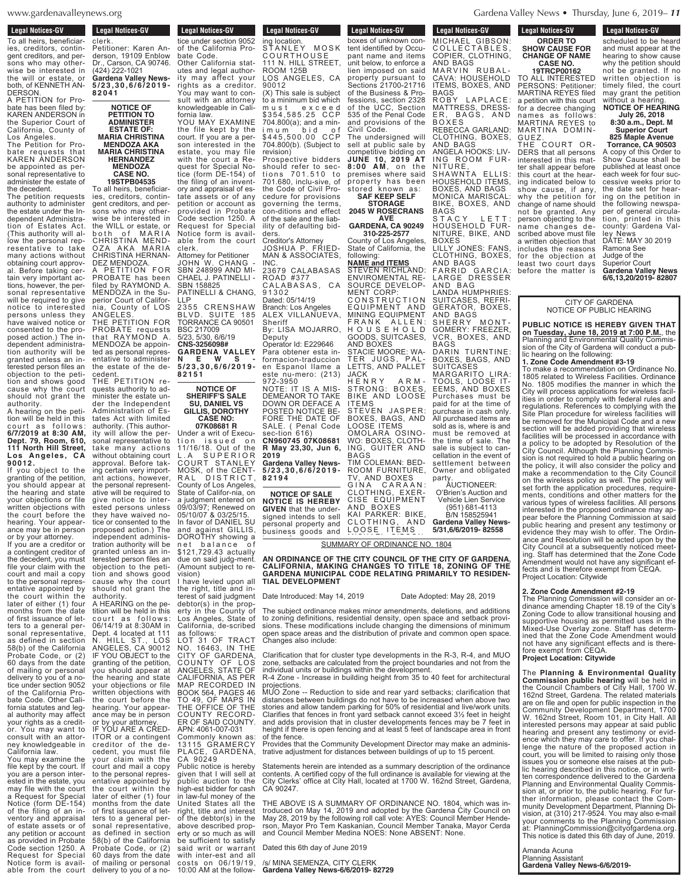**Legal Notices-GV**

To all heirs, beneficiaries, creditors, contingent creditors, and persons who may otherwise be interested in the will or estate, or both, of KENNETH ANDERSON.

A PETITION for Probate has been filed by: KAREN ANDERSON in the Superior Court of California, County of Los Angeles.

The Petition for Probate requests that KAREN ANDERSON be appointed as personal representative to administer the estate of the decedent.

The petition requests authority to administer the estate under the Independent Administration of Estates Act. (This authority will allow the personal representative to take many actions without obtaining court approval. Before taking certain very important actions, however, the personal representative will be required to give notice to interested persons unless they have waived notice or consented to the proposed action.) The independent administration authority will be granted unless an interested person files an objection to the petition and shows good cause why the court should not grant the authority.

A hearing on the petition will be held in this court as follows: **6/7/2019 at 8:30 AM, Dept. 79, Room, 610, 111 North Hill Street, Los Angeles, CA 90012.**

If you object to the granting of the petition, you should appear at the hearing and state your objections or file written objections with the court before the hearing. Your appearance may be in person or by your attorney.

If you are a creditor or a contingent creditor of the decedent, you must file your claim with the court and mail a copy to the personal representative appointed by the court within the later of either (1) four months from the date of first issuance of letters to a general personal representative, as defined in section 58(b) of the California Probate Code, or (2) 60 days from the date of mailing or personal delivery to you of a notice under section 9052 of the California Probate Code. Other California statutes and legal authority may affect your rights as a creditor. You may want to consult with an attorney knowledgeable in California law.

You may examine the file kept by the court. If you are a person interested in the estate, you may file with the court a Request for Special Notice (form DE-154) of the filing of an inventory and appraisal of estate assets or of any petition or account as provided in Probate Code section 1250. A Request for Special Notice form is available from the court clerk.

Petitioner: Karen Anderson, 19109 Enblow Dr., Carson, CA 90746. (424) 222-1021

**Gardena Valley News-5/23,30,6/6/2019-82041**

---

**NOTICE OF PETITION TO ADMINISTER ESTATE OF: MARIA CHRISTINA MENDOZA AKA MARIA CHRISTINA HERNANDEZ MENDOZA CASE NO. 19STPB04535**

To all heirs, beneficiaries, creditors, contingent creditors, and persons who may otherwise be interested in the WILL or estate, or both of MARIA CHRISTINA MENDOZA AKA MARIA CHRISTINA HERNANDEZ MENDOZA.

A PETITION FOR PROBATE has been filed by RAYMOND A. MENDOZA in the Superior Court of California, County of LOS ANGELES.

THE PETITION FOR PROBATE requests that RAYMOND A. MENDOZA be appointed as personal representative to administer the estate of the decedent.

THE PETITION requests authority to administer the estate under the Independent Administration of Estates Act with limited authority. (This authority will allow the personal representative to take many actions without obtaining court approval. Before taking certain very important actions, however, the personal representative will be required to give notice to interested persons unless they have waived notice or consented to the proposed action.) The independent administration authority will be granted unless an interested person files an objection to the petition and shows good cause why the court should not grant the authority.

A HEARING on the petition will be held in this court as follows: 06/14/19 at 8:30AM in Dept. 4 located at 111 N. HILL ST., LOS ANGELES, CA 90012

IF YOU OBJECT to the granting of the petition, you should appear at the hearing and state your objections or file written objections with the court before the hearing. Your appearance may be in person or by your attorney.

IF YOU ARE A CREDITOR or a contingent creditor of the decedent, you must file your claim with the court and mail a copy to the personal representative appointed by the court within the later of either (1) four months from the date of first issuance of letters to a general personal representative, as defined in section 58(b) of the California Probate Code, or (2) 60 days from the date of mailing or personal delivery to you of a notice under section 9052 of the California Probate Code.

Other California statutes and legal authority may affect your rights as a creditor. You may want to consult with an attorney knowledgeable in California law.

YOU MAY EXAMINE the file kept by the court. If you are a person interested in the estate, you may file with the court a Request for Special Notice (form DE-154) of the filing of an inventory and appraisal of estate assets or of any petition or account as provided in Probate Code section 1250. A Request for Special Notice form is available from the court clerk.

Attorney for Petitioner
JOHN W. CHANG - SBN 248999 AND MICHAEL J. PATINELLI - SBN 158825
PATINELLI & CHANG, LLP
2355 CRENSHAW BLVD. SUITE 185
TORRANCE CA 90501
BSC 217009
5/23, 5/30, 6/6/19
**CNS-3256098#**
**GARDENA VALLEY NEWS-5/23,30,6/6/2019-82151**

---

**NOTICE OF SHERIFF'S SALE SU, DANIEL VS GILLIS, DOROTHY CASE NO: 07K08681 R**

Under a writ of Execution issued on 11/16/18. Out of the L.A SUPERIOR COURT STANLEY MOSK, of the CENTRAL DISTRICT, County of Los Angeles, State of Califor-nia, on a judgment entered on 09/03/97; Renewed on 05/10/07 & 03/25/15. In favor of DANIEL SU and against GILLIS, DOROTHY showing a net balance of $121,729.43 actually due on said judg-ment. (Amount subject to revision)

I have levied upon all the right, title and interest of said judgment debtor(s) in the property in the County of Los Angeles, State of California, de-scribed as follows:

LOT 31 OF TRACT NO. 16463, IN THE CITY OF GARDENA, COUNTY OF LOS ANGELES, STATE OF CALIFORNIA, AS PER MAP RECORDED IN BOOK 564, PAGES 46 TO 49, OF MAPS IN THE OFFICE OF THE COUNTY RECORDER OF SAID COUNTY.
APN: 4061-007-031
Commonly known as: 13115 GRAMERCY PLACE, GARDENA, CA 90249

Public notice is hereby given that I will sell at public auction to the high-est bidder for cash in law-ful money of the United States all the right, title and interest of the debtor(s) in the above described property or so much as will be sufficient to satisfy said writ or warrant with inter-est and all costs on 06/19/19, 10:00 AM at the following location.

STANLEY MOSK COURTHOUSE
111 N. HILL STREET, ROOM 125B
LOS ANGELES, CA 90012

(X) This sale is subject to a minimum bid which must exceed $354,585.25 CCP 704.800(a); and a minimum bid of $445,500.00 CCP 704.800(b). (Subject to revision)

Prospective bidders should refer to sections 701.510 to 701.680, inclu-sive, of the Code of Civil Procedure for provisions governing the terms, con-ditions and effect of the sale and the liability of defaulting bidders.

Creditor's Attorney
JOSHUA P. FRIEDMAN & ASSOCIATES, INC.
23679 CALABASAS ROAD #377
CALABASAS, CA 91302
Dated: 05/14/19
Branch: Los Angeles
ALEX VILLANUEVA, Sheriff
By: LISA MOJARRO, Deputy
Operator Id: E229646

Para obtener esta in-formacion-traduccion en Espanol llame a este nu-mero: (213) 972-3950

NOTE: IT IS A MISDEMEANOR TO TAKE DOWN OR DEFACE A POSTED NOTICE BEFORE THE DATE OF SALE. ( Penal Code sec-tion 616)

**CN960745 07K08681 R May 23,30, Jun 6, 2019**
**Gardena Valley News-5/23,30,6/6/2019-82194**

---

**NOTICE OF SALE**

**NOTICE IS HEREBY GIVEN** that the undersigned intends to sell personal property and business goods and boxes of unknown content identified by Occupant name and items unit below, to enforce a lien imposed on said property pursuant to Sections 21700-21716 of the Business & Professions, section 2328 of the UCC, Section 535 of the Penal Code and provisions of the Civil Code.

The undersigned will sell at public sale by competitive bidding on **JUNE 10, 2019 AT 8:00 AM**, on the premises where said property has been stored known as:

**SAF KEEP SELF STORAGE**
**2045 W ROSECRANS AVE**
**GARDENA, CA 90249**
**310-225-2577**

County of Los Angeles, State of California, the following:

**NAME and ITEMS**

STEVEN RICHLAND: ENVIROMENTAL RESOURCE DEVELOPMENT CORP: CONSTRUCTION EQUIPMENT AND MINING EQUIPMENT
FRANK ALLEN: HOUSEHOLD GOODS, SUITCASES, AND BOXES
STACIE MOORE: WATER JUGS, PALLETS, AND PALLET JACK
HENRY ARMSTRONG: BOXES, BIKE AND LOOSE ITEMS
STEVEN JASPER: BOXES, BAGS, AND LOOSE ITEMS
OMOLARA OSINOWO: BOXES, CLOTHING, GUITER AND BAGS
TIM COLEMAN: BEDROOM FURNITURE, TV, AND BOXES
GINA CARAAN: CLOTHING, EXERCISE EQUIPMENT AND BOXES
KAI PARKER: BIKE, CLOTHING, AND LOOSE ITEMS
MICHAEL GIBSON: COLLECTABLES, COPIER, CLOTHING, AND BAGS
MARVIN RUBALCAVA: HOUSEHOLD ITEMS, BOXES, AND BAGS
ROBY LAPLACE: MATTRESS, DRESSER, BAGS, AND BOXES
REBECCA GARLAND: CLOTHING, BOXES, AND BAGS
ANGELA HOOKS: LIVING ROOM FURNITURE,
SHAWNTA ELLIS: HOUSEHOLD ITEMS, BOXES, AND BAGS
MONICA MARISCAL: BIKE, BOXES, AND BAGS
STACY LETT: HOUSEHOLD FURNITURE, BIKE, AND BOXES
LILLY JONES: FANS, CLOTHING, BOXES, AND BAGS
FARRID GARCIA: LARGE DRESSER AND BAG
LANDA HUMPHRIES: SUITCASES, REFRIGERATOR, BOXES, AND BAGS
SHERRY MONTGOMERY: FREEZER, VCR, BOXES, AND BAGS
DARIN TURNTINE: BOXES, BAGS, AND SUITCASES
MARGARITO LIRA: TOOLS, LOOSE ITEEMS, AND BOXES

Purchases must be paid for at the time of purchase in cash only. All purchased items are sold as is, where is and must be removed at the time of sale. The sale is subject to cancellation in the event of settlement between Owner and obligated party.

AUCTIONEER:
O'Brien's Auction and Vehicle Lien Service
(951) 681-4113
B/N 158525941

**Gardena Valley News-5/31,6/6/2019- 82558**

---

**ORDER TO SHOW CAUSE FOR CHANGE OF NAME CASE NO. 19TRCP00162**

TO ALL INTERESTED PERSONS: Petitioner: MARTINA REYES filed a petition with this court for a decree changing names as follows: MARTINA REYES to MARTINA DOMINGUEZ.

THE COURT ORDERS that all persons interested in this matter shall appear before this court at the hearing indicated below to show cause, if any, why the petition for change of name should not be granted. Any person objecting to the name changes described above must file a written objection that includes the reasons for the objection at least two court days before the matter is scheduled to be heard and must appear at the hearing to show cause why the petition should not be granted. If no written objection is timely filed, the court may grant the petition without a hearing.

**NOTICE OF HEARING**
**July 26, 2019**
**8:30 a.m., Dept. M**
**Superior Court**
**825 Maple Avenue**
**Torrance, CA 90503**

A copy of this Order to Show Cause shall be published at least once each week for four successive weeks prior to the date set for hearing on the petition in the following newspaper of general circulation, printed in this county: Gardena Valley News

DATE: MAY 30 2019
Ramona See
Judge of the Superior Court

**Gardena Valley News 6/6,13,20/2019- 82807**

---

CITY OF GARDENA
NOTICE OF PUBLIC HEARING

**PUBLIC NOTICE IS HEREBY GIVEN THAT on Tuesday, June 18, 2019 at 7:00 P.M.**, the Planning and Environmental Quality Commission of the City of Gardena will conduct a public hearing on the following:

**1. Zone Code Amendment #3-19**

To make a recommendation on Ordinance No. 1805 related to Wireless Facilities. Ordinance No. 1805 modifies the manner in which the City will process applications for wireless facilities in order to comply with federal rules and regulations. References to complying with the Site Plan procedure for wireless facilities will be removed for the Municipal Code and a new section will be added providing that wireless facilities will be processed in accordance with a policy to be adopted by Resolution of the City Council. Although the Planning Commission is not required to hold a public hearing on the policy, it will also consider the policy and make a recommendation to the City Council on the wireless policy as well. The policy will set forth the application procedures, requirements, conditions and other matters for the various types of wireless facilities. All persons interested in the proposed ordinance may appear before the Planning Commission at said public hearing and present any testimony or evidence they may wish to offer. The Ordinance and Resolution will be acted upon by the City Council at a subsequently noticed meeting. Staff has determined that the Zone Code Amendment would not have any significant effects and is therefore exempt from CEQA.
Project Location: Citywide

**2. Zone Code Amendment #2-19**

The Planning Commission will consider an ordinance amending Chapter 18.19 of the City's Zoning Code to allow transitional housing and supportive housing as permitted uses in the Mixed-Use Overlay zone. Staff has determined that the Zone Code Amendment would not have any significant effects and is therefore exempt from CEQA.
**Project Location: Citywide**

The **Planning & Environmental Quality Commission public hearing** will be held in the Council Chambers of City Hall, 1700 W. 162nd Street, Gardena. The related materials are on file and open for public inspection in the Community Development Department, 1700 W. 162nd Street, Room 101, in City Hall. All interested persons may appear at said public hearing and present any testimony or evidence which they may care to offer. If you challenge the nature of the proposed action in court, you will be limited to raising only those issues you or someone else raises at the public hearing described in this notice, or in written correspondence delivered to the Gardena Planning and Environmental Quality Commission at, or prior to, the public hearing. For further information, please contact the Community Development Department, Planning Division, at (310) 217-9524. You may also e-mail your comments to the Planning Commission at: PlanningCommission@cityofgardena.org. This notice is dated this 6th day of June, 2019.

Amanda Acuna
Planning Assistant
**Gardena Valley News-6/6/2019-**

---

SUMMARY OF ORDINANCE NO. 1804

**AN ORDINANCE OF THE CITY COUNCIL OF THE CITY OF GARDENA, CALIFORNIA, MAKING CHANGES TO TITLE 18, ZONING OF THE GARDENA MUNICIPAL CODE RELATING PRIMARILY TO RESIDENTIAL DEVELOPMENT**

Date Introduced: May 14, 2019    Date Adopted: May 28, 2019

The subject ordinance makes minor amendments, deletions, and additions to zoning definitions, residential density, open space and setback provisions. These modifications include changing the dimensions of minimum open space areas and the distribution of private and common open space. Changes also include:

Clarification that for cluster type developments in the R-3, R-4, and MUO zone, setbacks are calculated from the project boundaries and not from the individual units or buildings within the development.

R-4 Zone - Increase in building height from 35 to 40 feet for architectural projections.

MUO Zone -- Reduction to side and rear yard setbacks; clarification that distances between buildings do not have to be increased when above two stories and allow tandem parking for 50% of residential and live/work units. Clarifies that fences in front yard setback cannot exceed 3½ feet in height and adds provision that in cluster developments fences may be 7 feet in height if there is open fencing and at least 5 feet of landscape area in front of the fence.

Provides that the Community Development Director may make an administrative adjustment for distances between buildings of up to 15 percent.

Statements herein are intended as a summary description of the ordinance contents. A certified copy of the full ordinance is available for viewing at the City Clerks' office at City Hall, located at 1700 W. 162nd Street, Gardena, CA 90247.

THE ABOVE IS A SUMMARY OF ORDINANCE NO. 1804, which was introduced on May 14, 2019 and adopted by the Gardena City Council on May 28, 2019 by the following roll call vote: AYES: Council Member Henderson, Mayor Pro Tem Kaskanian, Council Member Tanaka, Mayor Cerda and Council Member Medina NOES: None ABSENT: None.

Dated this 6th day of June 2019

/s/ MINA SEMENZA, CITY CLERK
**Gardena Valley News-6/6/2019- 82729**